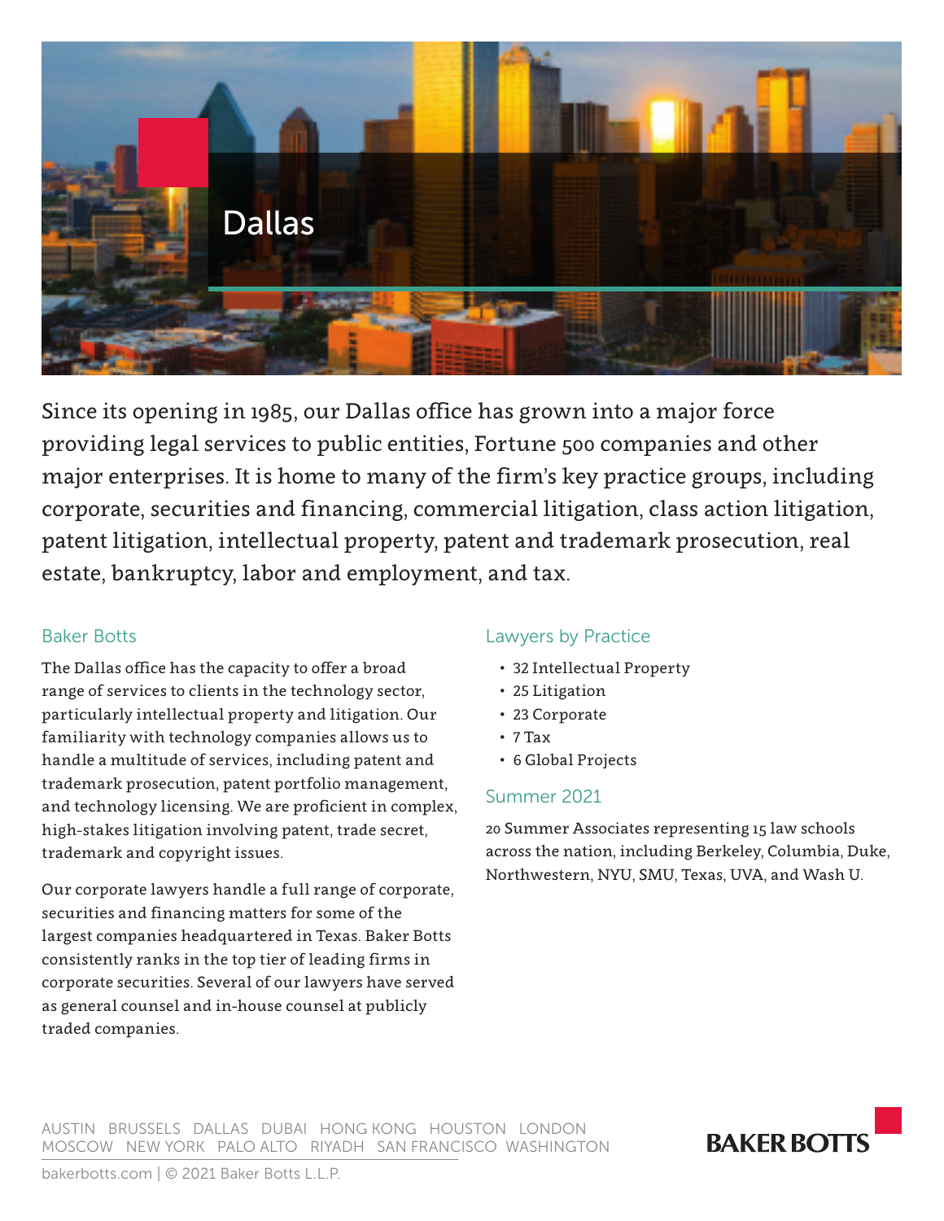# Dallas

Since its opening in 1985, our Dallas office has grown into a major force providing legal services to public entities, Fortune 500 companies and other major enterprises. It is home to many of the firm's key practice groups, including corporate, securities and financing, commercial litigation, class action litigation, patent litigation, intellectual property, patent and trademark prosecution, real estate, bankruptcy, labor and employment, and tax.

## Baker Botts

The Dallas office has the capacity to offer a broad range of services to clients in the technology sector, particularly intellectual property and litigation. Our familiarity with technology companies allows us to handle a multitude of services, including patent and trademark prosecution, patent portfolio management, and technology licensing. We are proficient in complex, high-stakes litigation involving patent, trade secret, trademark and copyright issues.

Our corporate lawyers handle a full range of corporate, securities and financing matters for some of the largest companies headquartered in Texas. Baker Botts consistently ranks in the top tier of leading firms in corporate securities. Several of our lawyers have served as general counsel and in-house counsel at publicly traded companies.

## Lawyers by Practice

- 32 Intellectual Property
- 25 Litigation
- 23 Corporate
- 7 Tax
- 6 Global Projects

## Summer 2021

20 Summer Associates representing 15 law schools across the nation, including Berkeley, Columbia, Duke, Northwestern, NYU, SMU, Texas, UVA, and Wash U.

AUSTIN BRUSSELS DALLAS DUBAI HONG KONG HOUSTON LONDON
MOSCOW NEW YORK PALO ALTO RIYADH SAN FRANCISCO WASHINGTON

bakerbotts.com | © 2021 Baker Botts L.L.P.

BAKER BOTTS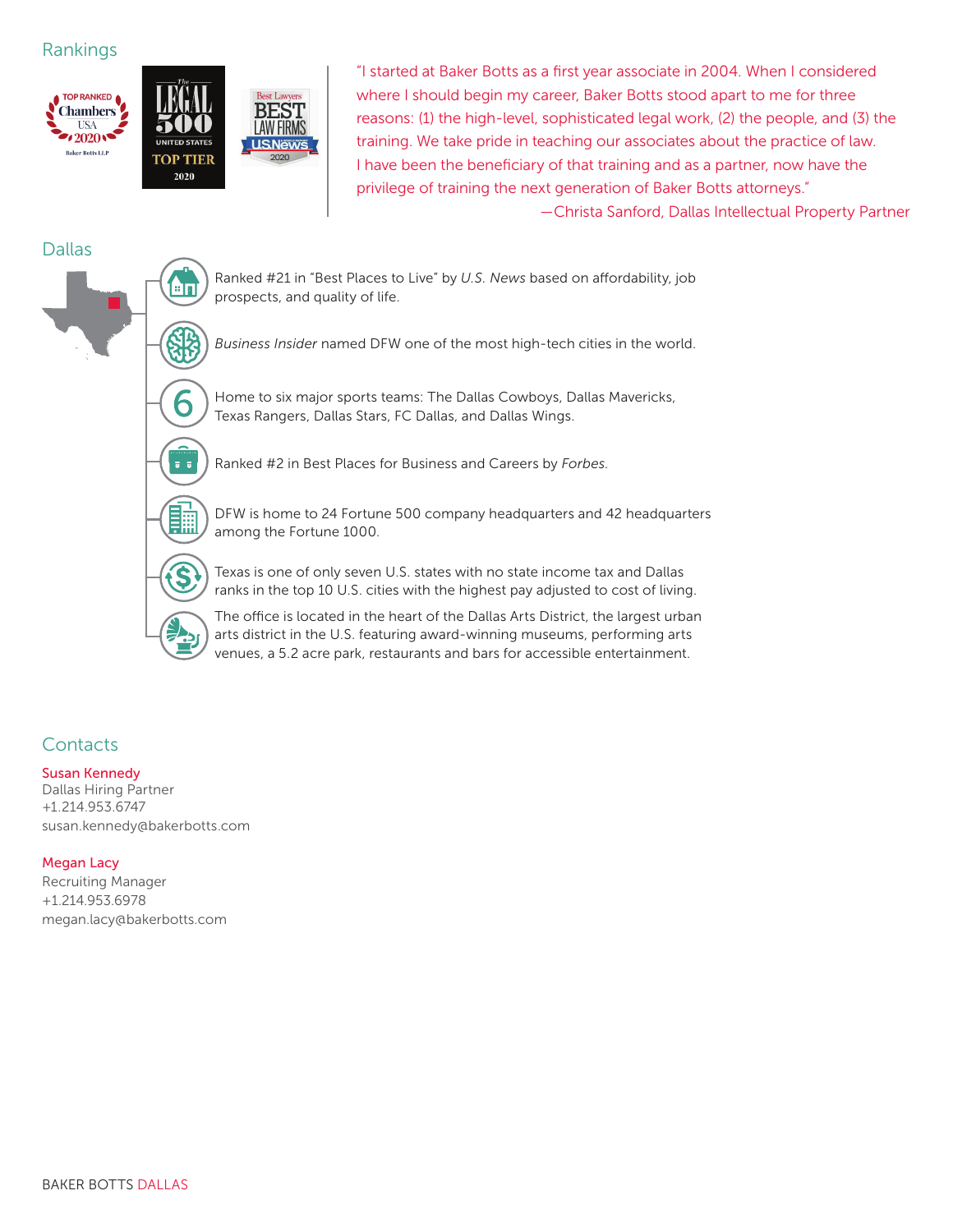## Rankings

"I started at Baker Botts as a first year associate in 2004. When I considered where I should begin my career, Baker Botts stood apart to me for three reasons: (1) the high-level, sophisticated legal work, (2) the people, and (3) the training. We take pride in teaching our associates about the practice of law. I have been the beneficiary of that training and as a partner, now have the privilege of training the next generation of Baker Botts attorneys."

—Christa Sanford, Dallas Intellectual Property Partner

## Dallas

- Ranked #21 in "Best Places to Live" by *U.S. News* based on affordability, job prospects, and quality of life.
- *Business Insider* named DFW one of the most high-tech cities in the world.
- Home to six major sports teams: The Dallas Cowboys, Dallas Mavericks, Texas Rangers, Dallas Stars, FC Dallas, and Dallas Wings.
- Ranked #2 in Best Places for Business and Careers by *Forbes*.
- DFW is home to 24 Fortune 500 company headquarters and 42 headquarters among the Fortune 1000.
- Texas is one of only seven U.S. states with no state income tax and Dallas ranks in the top 10 U.S. cities with the highest pay adjusted to cost of living.
- The office is located in the heart of the Dallas Arts District, the largest urban arts district in the U.S. featuring award-winning museums, performing arts venues, a 5.2 acre park, restaurants and bars for accessible entertainment.

## Contacts

**Susan Kennedy**
Dallas Hiring Partner
+1.214.953.6747
susan.kennedy@bakerbotts.com

**Megan Lacy**
Recruiting Manager
+1.214.953.6978
megan.lacy@bakerbotts.com